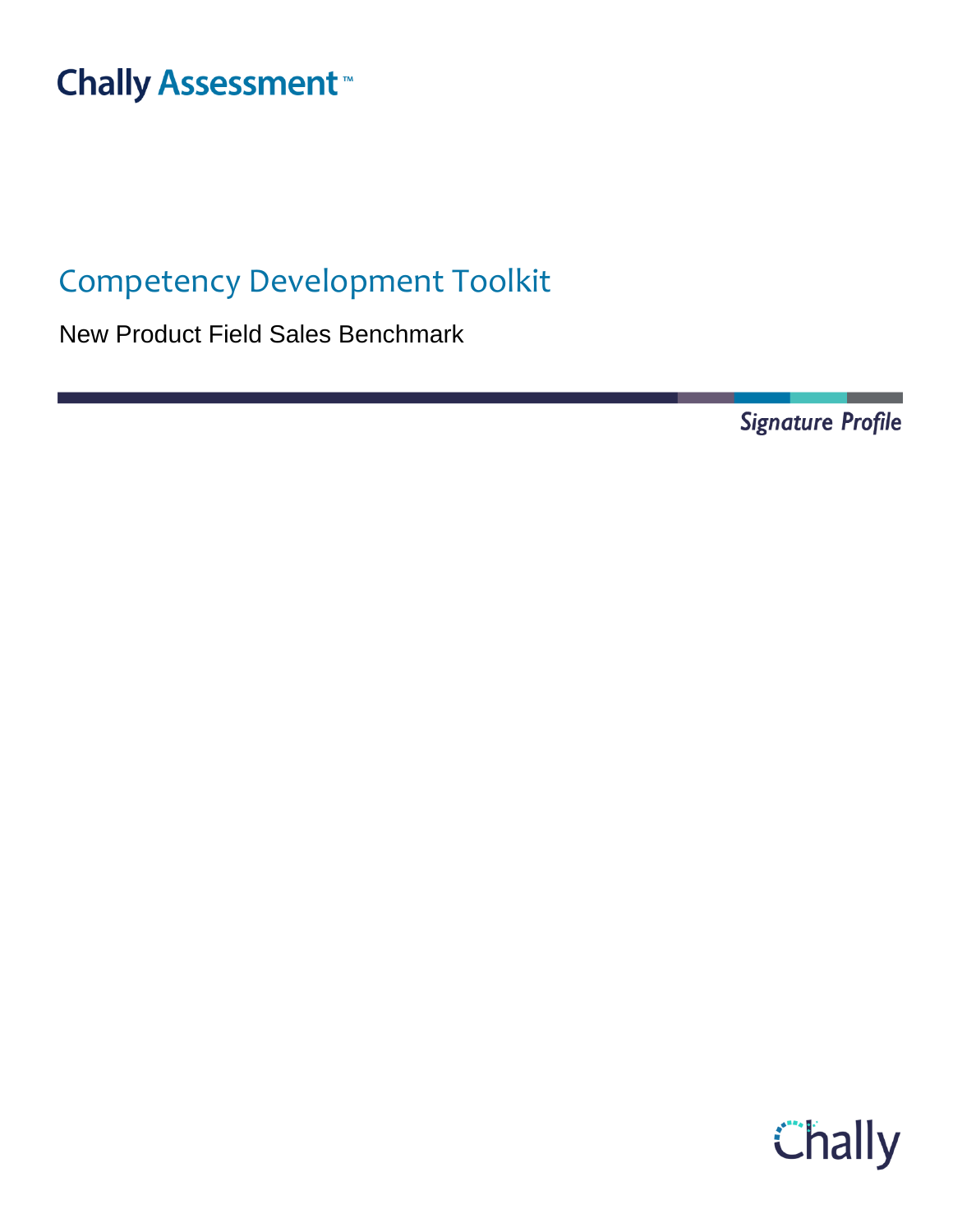Chally Assessment™

# Competency Development Toolkit

New Product Field Sales Benchmark

*Signature Profile*

Chally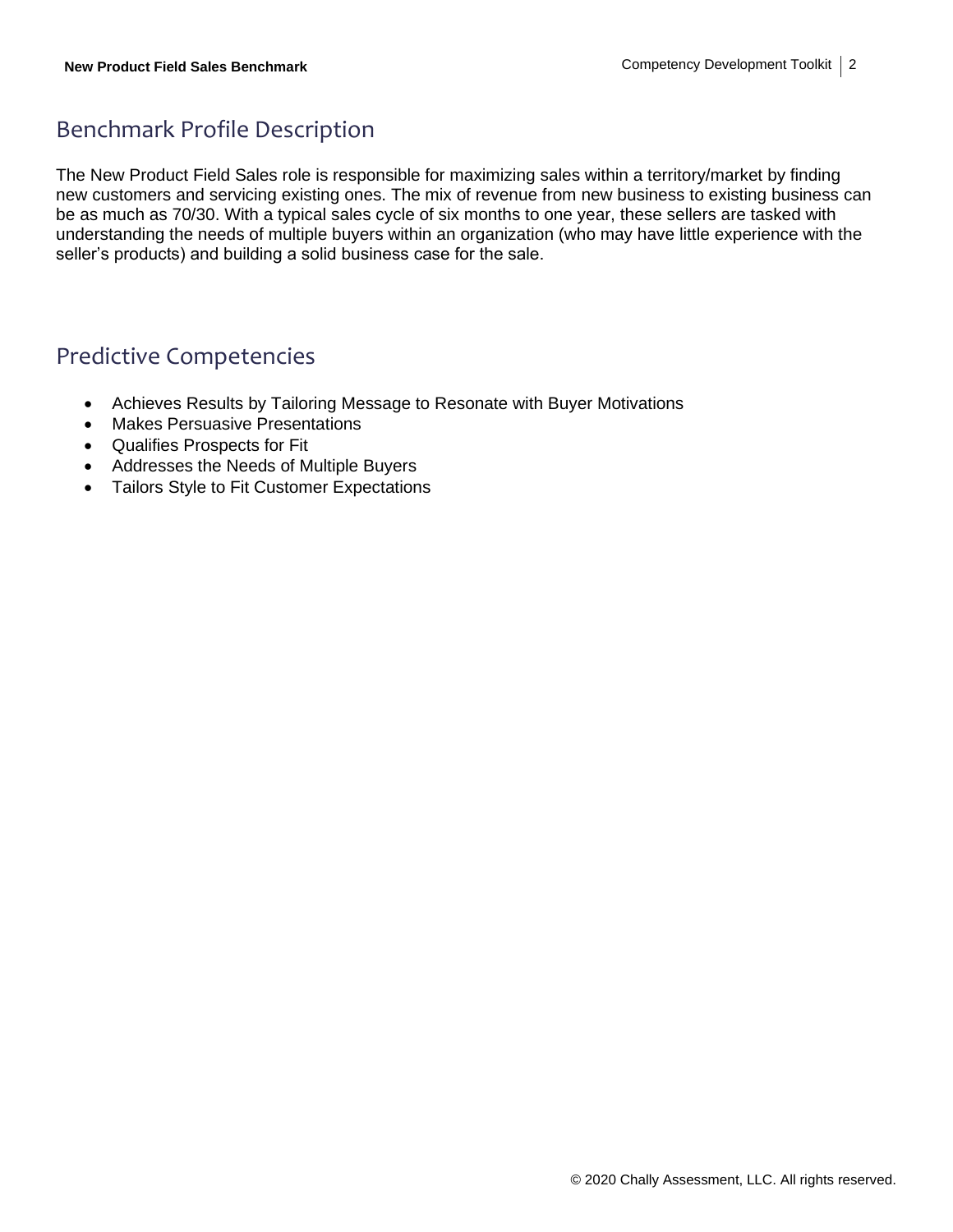## Benchmark Profile Description

The New Product Field Sales role is responsible for maximizing sales within a territory/market by finding new customers and servicing existing ones. The mix of revenue from new business to existing business can be as much as 70/30. With a typical sales cycle of six months to one year, these sellers are tasked with understanding the needs of multiple buyers within an organization (who may have little experience with the seller's products) and building a solid business case for the sale.

## Predictive Competencies

- Achieves Results by Tailoring Message to Resonate with Buyer Motivations
- Makes Persuasive Presentations
- Qualifies Prospects for Fit
- Addresses the Needs of Multiple Buyers
- Tailors Style to Fit Customer Expectations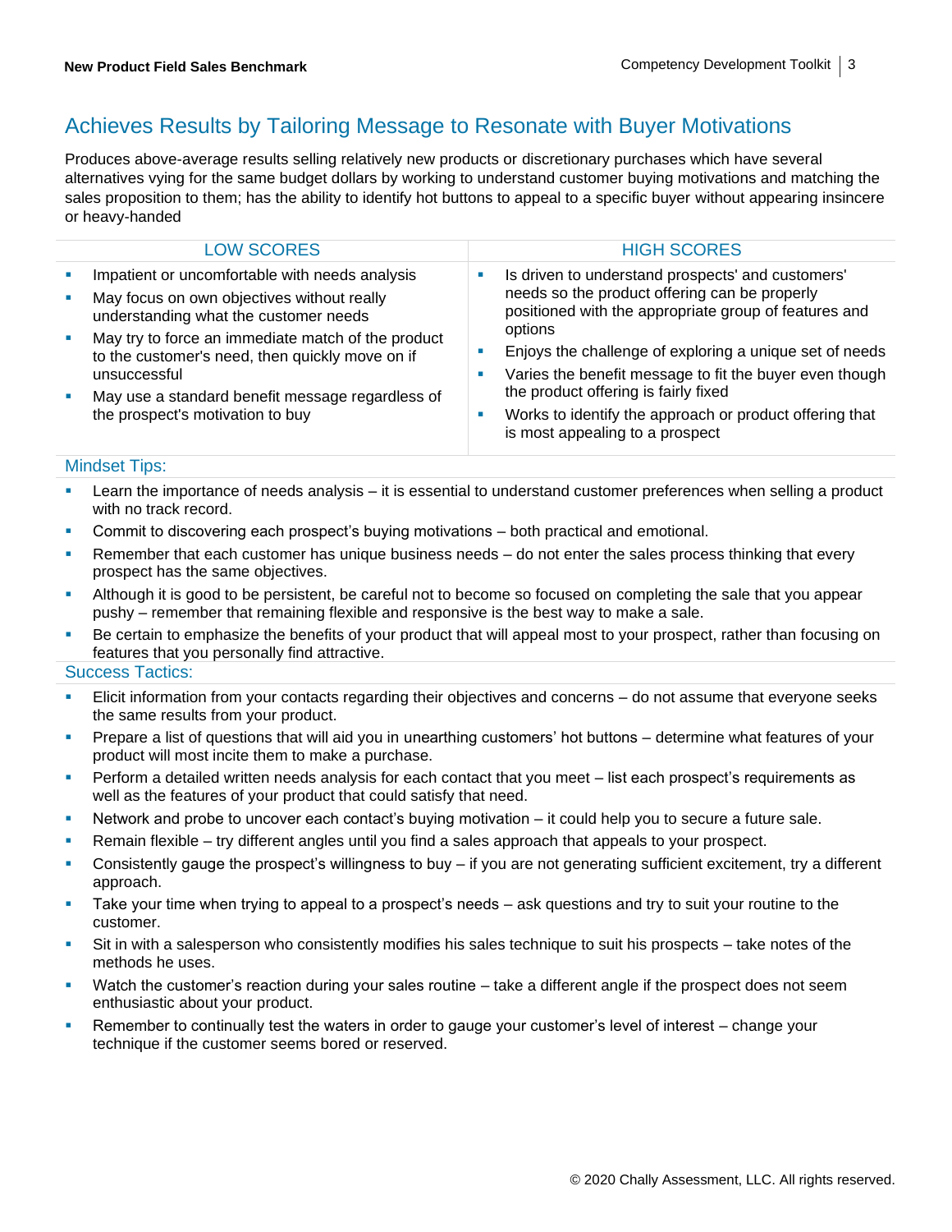## Achieves Results by Tailoring Message to Resonate with Buyer Motivations

Produces above-average results selling relatively new products or discretionary purchases which have several alternatives vying for the same budget dollars by working to understand customer buying motivations and matching the sales proposition to them; has the ability to identify hot buttons to appeal to a specific buyer without appearing insincere or heavy-handed

| LOW SCORES | HIGH SCORES |
|---|---|
| ▪ Impatient or uncomfortable with needs analysis<br>▪ May focus on own objectives without really understanding what the customer needs<br>▪ May try to force an immediate match of the product to the customer's need, then quickly move on if unsuccessful<br>▪ May use a standard benefit message regardless of the prospect's motivation to buy | ▪ Is driven to understand prospects' and customers' needs so the product offering can be properly positioned with the appropriate group of features and options<br>▪ Enjoys the challenge of exploring a unique set of needs<br>▪ Varies the benefit message to fit the buyer even though the product offering is fairly fixed<br>▪ Works to identify the approach or product offering that is most appealing to a prospect |

### Mindset Tips:

- Learn the importance of needs analysis – it is essential to understand customer preferences when selling a product with no track record.
- Commit to discovering each prospect's buying motivations – both practical and emotional.
- Remember that each customer has unique business needs – do not enter the sales process thinking that every prospect has the same objectives.
- Although it is good to be persistent, be careful not to become so focused on completing the sale that you appear pushy – remember that remaining flexible and responsive is the best way to make a sale.
- Be certain to emphasize the benefits of your product that will appeal most to your prospect, rather than focusing on features that you personally find attractive.

### Success Tactics:

- Elicit information from your contacts regarding their objectives and concerns – do not assume that everyone seeks the same results from your product.
- Prepare a list of questions that will aid you in unearthing customers' hot buttons – determine what features of your product will most incite them to make a purchase.
- Perform a detailed written needs analysis for each contact that you meet – list each prospect's requirements as well as the features of your product that could satisfy that need.
- Network and probe to uncover each contact's buying motivation – it could help you to secure a future sale.
- Remain flexible – try different angles until you find a sales approach that appeals to your prospect.
- Consistently gauge the prospect's willingness to buy – if you are not generating sufficient excitement, try a different approach.
- Take your time when trying to appeal to a prospect's needs – ask questions and try to suit your routine to the customer.
- Sit in with a salesperson who consistently modifies his sales technique to suit his prospects – take notes of the methods he uses.
- Watch the customer's reaction during your sales routine – take a different angle if the prospect does not seem enthusiastic about your product.
- Remember to continually test the waters in order to gauge your customer's level of interest – change your technique if the customer seems bored or reserved.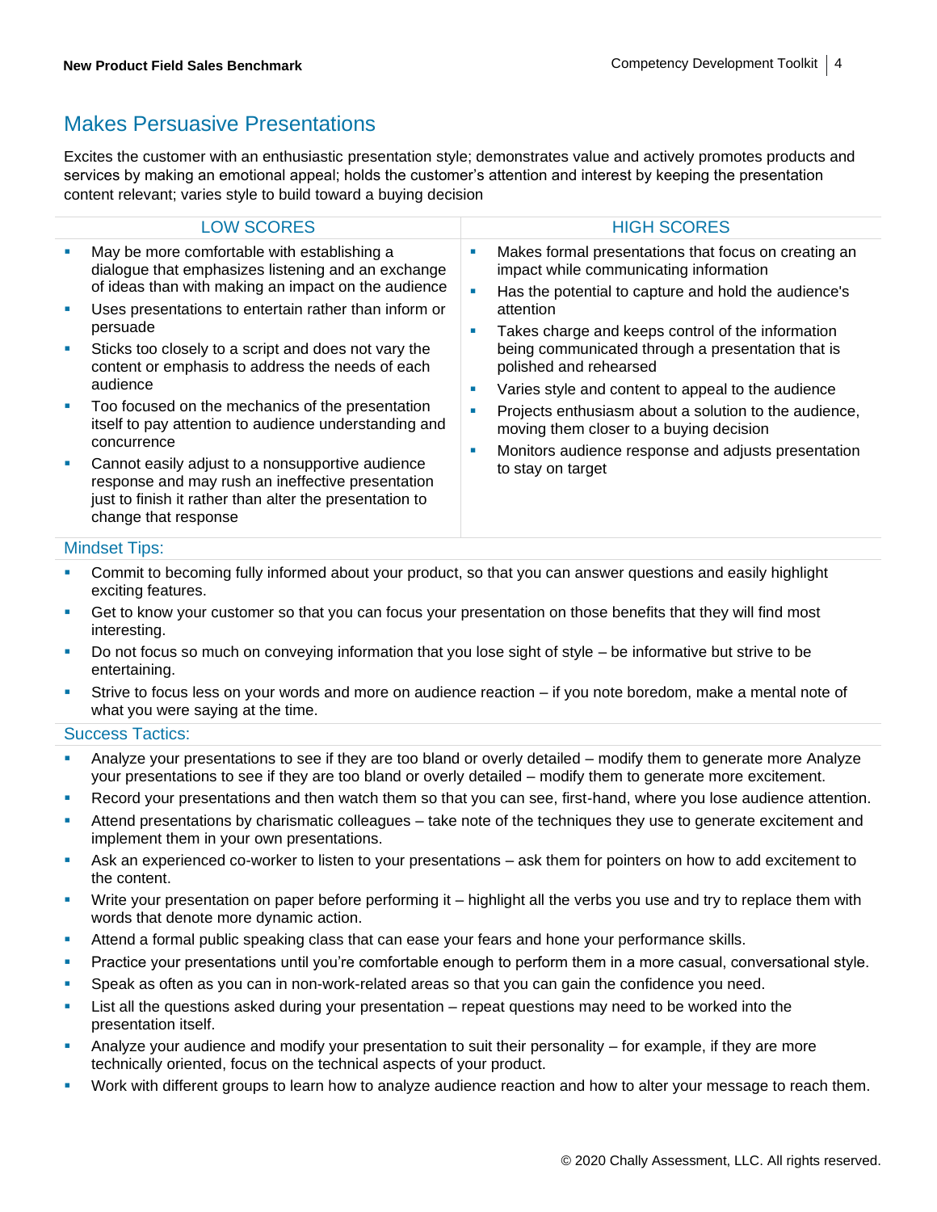## Makes Persuasive Presentations

Excites the customer with an enthusiastic presentation style; demonstrates value and actively promotes products and services by making an emotional appeal; holds the customer's attention and interest by keeping the presentation content relevant; varies style to build toward a buying decision

| LOW SCORES | HIGH SCORES |
|---|---|
| ▪ May be more comfortable with establishing a dialogue that emphasizes listening and an exchange of ideas than with making an impact on the audience<br>▪ Uses presentations to entertain rather than inform or persuade<br>▪ Sticks too closely to a script and does not vary the content or emphasis to address the needs of each audience<br>▪ Too focused on the mechanics of the presentation itself to pay attention to audience understanding and concurrence<br>▪ Cannot easily adjust to a nonsupportive audience response and may rush an ineffective presentation just to finish it rather than alter the presentation to change that response | ▪ Makes formal presentations that focus on creating an impact while communicating information<br>▪ Has the potential to capture and hold the audience's attention<br>▪ Takes charge and keeps control of the information being communicated through a presentation that is polished and rehearsed<br>▪ Varies style and content to appeal to the audience<br>▪ Projects enthusiasm about a solution to the audience, moving them closer to a buying decision<br>▪ Monitors audience response and adjusts presentation to stay on target |

### Mindset Tips:

- Commit to becoming fully informed about your product, so that you can answer questions and easily highlight exciting features.
- Get to know your customer so that you can focus your presentation on those benefits that they will find most interesting.
- Do not focus so much on conveying information that you lose sight of style – be informative but strive to be entertaining.
- Strive to focus less on your words and more on audience reaction – if you note boredom, make a mental note of what you were saying at the time.

### Success Tactics:

- Analyze your presentations to see if they are too bland or overly detailed – modify them to generate more Analyze your presentations to see if they are too bland or overly detailed – modify them to generate more excitement.
- Record your presentations and then watch them so that you can see, first-hand, where you lose audience attention.
- Attend presentations by charismatic colleagues – take note of the techniques they use to generate excitement and implement them in your own presentations.
- Ask an experienced co-worker to listen to your presentations – ask them for pointers on how to add excitement to the content.
- Write your presentation on paper before performing it – highlight all the verbs you use and try to replace them with words that denote more dynamic action.
- Attend a formal public speaking class that can ease your fears and hone your performance skills.
- Practice your presentations until you're comfortable enough to perform them in a more casual, conversational style.
- Speak as often as you can in non-work-related areas so that you can gain the confidence you need.
- List all the questions asked during your presentation – repeat questions may need to be worked into the presentation itself.
- Analyze your audience and modify your presentation to suit their personality – for example, if they are more technically oriented, focus on the technical aspects of your product.
- Work with different groups to learn how to analyze audience reaction and how to alter your message to reach them.

© 2020 Chally Assessment, LLC. All rights reserved.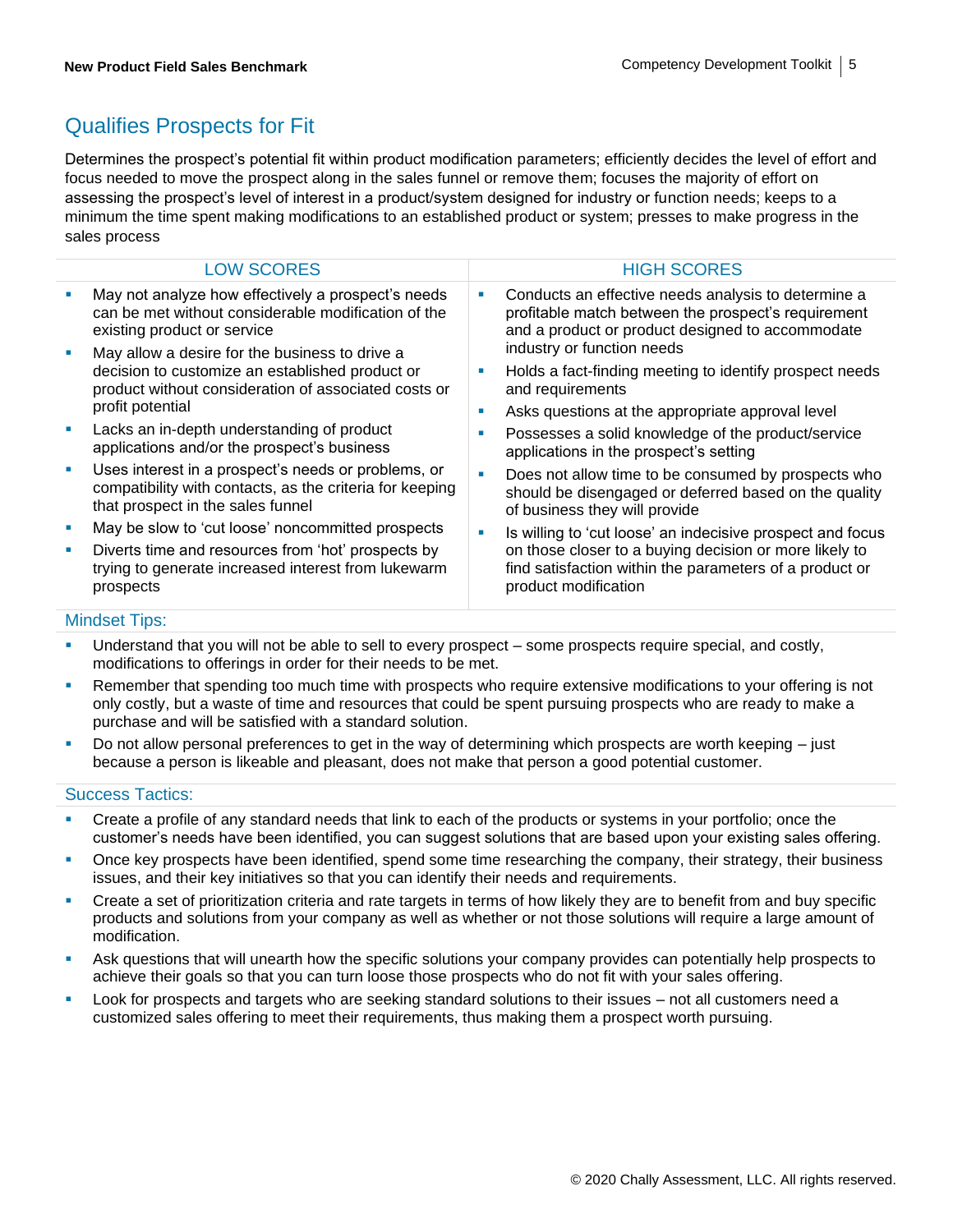## Qualifies Prospects for Fit

Determines the prospect's potential fit within product modification parameters; efficiently decides the level of effort and focus needed to move the prospect along in the sales funnel or remove them; focuses the majority of effort on assessing the prospect's level of interest in a product/system designed for industry or function needs; keeps to a minimum the time spent making modifications to an established product or system; presses to make progress in the sales process

| LOW SCORES | HIGH SCORES |
|---|---|
| ▪ May not analyze how effectively a prospect's needs can be met without considerable modification of the existing product or service<br>▪ May allow a desire for the business to drive a decision to customize an established product or product without consideration of associated costs or profit potential<br>▪ Lacks an in-depth understanding of product applications and/or the prospect's business<br>▪ Uses interest in a prospect's needs or problems, or compatibility with contacts, as the criteria for keeping that prospect in the sales funnel<br>▪ May be slow to 'cut loose' noncommitted prospects<br>▪ Diverts time and resources from 'hot' prospects by trying to generate increased interest from lukewarm prospects | ▪ Conducts an effective needs analysis to determine a profitable match between the prospect's requirement and a product or product designed to accommodate industry or function needs<br>▪ Holds a fact-finding meeting to identify prospect needs and requirements<br>▪ Asks questions at the appropriate approval level<br>▪ Possesses a solid knowledge of the product/service applications in the prospect's setting<br>▪ Does not allow time to be consumed by prospects who should be disengaged or deferred based on the quality of business they will provide<br>▪ Is willing to 'cut loose' an indecisive prospect and focus on those closer to a buying decision or more likely to find satisfaction within the parameters of a product or product modification |

### Mindset Tips:

- Understand that you will not be able to sell to every prospect – some prospects require special, and costly, modifications to offerings in order for their needs to be met.
- Remember that spending too much time with prospects who require extensive modifications to your offering is not only costly, but a waste of time and resources that could be spent pursuing prospects who are ready to make a purchase and will be satisfied with a standard solution.
- Do not allow personal preferences to get in the way of determining which prospects are worth keeping – just because a person is likeable and pleasant, does not make that person a good potential customer.

### Success Tactics:

- Create a profile of any standard needs that link to each of the products or systems in your portfolio; once the customer's needs have been identified, you can suggest solutions that are based upon your existing sales offering.
- Once key prospects have been identified, spend some time researching the company, their strategy, their business issues, and their key initiatives so that you can identify their needs and requirements.
- Create a set of prioritization criteria and rate targets in terms of how likely they are to benefit from and buy specific products and solutions from your company as well as whether or not those solutions will require a large amount of modification.
- Ask questions that will unearth how the specific solutions your company provides can potentially help prospects to achieve their goals so that you can turn loose those prospects who do not fit with your sales offering.
- Look for prospects and targets who are seeking standard solutions to their issues – not all customers need a customized sales offering to meet their requirements, thus making them a prospect worth pursuing.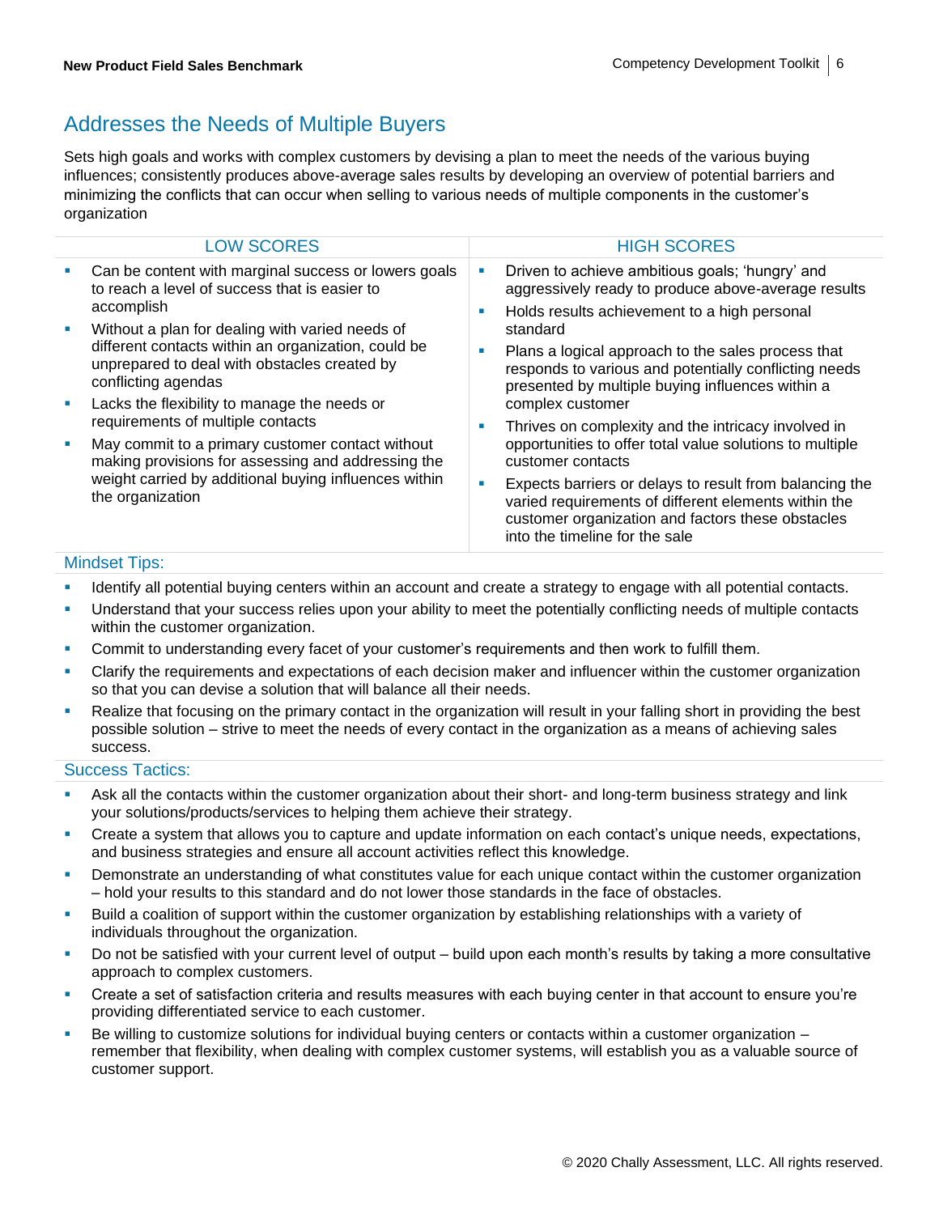## Addresses the Needs of Multiple Buyers

Sets high goals and works with complex customers by devising a plan to meet the needs of the various buying influences; consistently produces above-average sales results by developing an overview of potential barriers and minimizing the conflicts that can occur when selling to various needs of multiple components in the customer's organization

| LOW SCORES | HIGH SCORES |
| --- | --- |
| ▪ Can be content with marginal success or lowers goals to reach a level of success that is easier to accomplish<br>▪ Without a plan for dealing with varied needs of different contacts within an organization, could be unprepared to deal with obstacles created by conflicting agendas<br>▪ Lacks the flexibility to manage the needs or requirements of multiple contacts<br>▪ May commit to a primary customer contact without making provisions for assessing and addressing the weight carried by additional buying influences within the organization | ▪ Driven to achieve ambitious goals; 'hungry' and aggressively ready to produce above-average results<br>▪ Holds results achievement to a high personal standard<br>▪ Plans a logical approach to the sales process that responds to various and potentially conflicting needs presented by multiple buying influences within a complex customer<br>▪ Thrives on complexity and the intricacy involved in opportunities to offer total value solutions to multiple customer contacts<br>▪ Expects barriers or delays to result from balancing the varied requirements of different elements within the customer organization and factors these obstacles into the timeline for the sale |

### Mindset Tips:

- Identify all potential buying centers within an account and create a strategy to engage with all potential contacts.
- Understand that your success relies upon your ability to meet the potentially conflicting needs of multiple contacts within the customer organization.
- Commit to understanding every facet of your customer's requirements and then work to fulfill them.
- Clarify the requirements and expectations of each decision maker and influencer within the customer organization so that you can devise a solution that will balance all their needs.
- Realize that focusing on the primary contact in the organization will result in your falling short in providing the best possible solution – strive to meet the needs of every contact in the organization as a means of achieving sales success.

### Success Tactics:

- Ask all the contacts within the customer organization about their short- and long-term business strategy and link your solutions/products/services to helping them achieve their strategy.
- Create a system that allows you to capture and update information on each contact's unique needs, expectations, and business strategies and ensure all account activities reflect this knowledge.
- Demonstrate an understanding of what constitutes value for each unique contact within the customer organization – hold your results to this standard and do not lower those standards in the face of obstacles.
- Build a coalition of support within the customer organization by establishing relationships with a variety of individuals throughout the organization.
- Do not be satisfied with your current level of output – build upon each month's results by taking a more consultative approach to complex customers.
- Create a set of satisfaction criteria and results measures with each buying center in that account to ensure you're providing differentiated service to each customer.
- Be willing to customize solutions for individual buying centers or contacts within a customer organization – remember that flexibility, when dealing with complex customer systems, will establish you as a valuable source of customer support.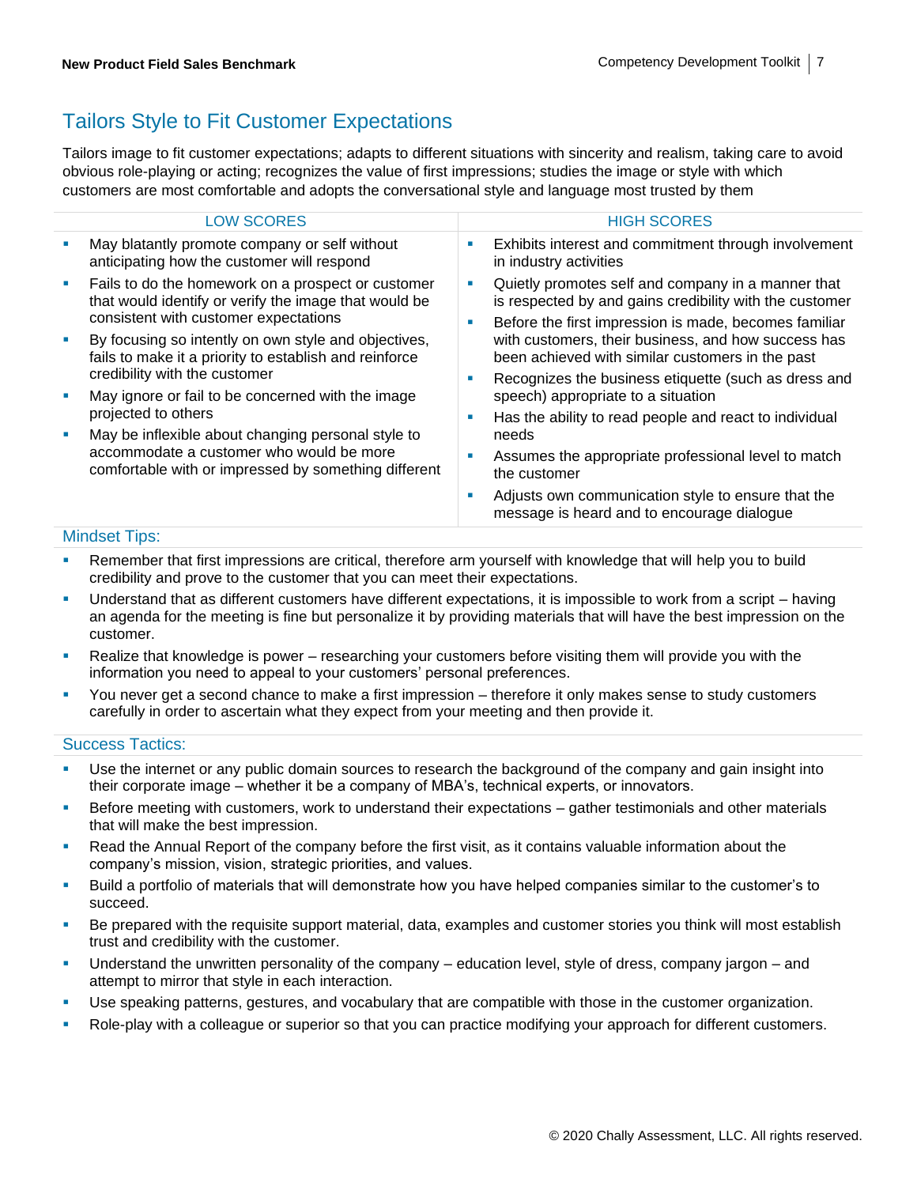## Tailors Style to Fit Customer Expectations

Tailors image to fit customer expectations; adapts to different situations with sincerity and realism, taking care to avoid obvious role-playing or acting; recognizes the value of first impressions; studies the image or style with which customers are most comfortable and adopts the conversational style and language most trusted by them

| LOW SCORES | HIGH SCORES |
| --- | --- |
| ▪ May blatantly promote company or self without anticipating how the customer will respond<br>▪ Fails to do the homework on a prospect or customer that would identify or verify the image that would be consistent with customer expectations<br>▪ By focusing so intently on own style and objectives, fails to make it a priority to establish and reinforce credibility with the customer<br>▪ May ignore or fail to be concerned with the image projected to others<br>▪ May be inflexible about changing personal style to accommodate a customer who would be more comfortable with or impressed by something different | ▪ Exhibits interest and commitment through involvement in industry activities<br>▪ Quietly promotes self and company in a manner that is respected by and gains credibility with the customer<br>▪ Before the first impression is made, becomes familiar with customers, their business, and how success has been achieved with similar customers in the past<br>▪ Recognizes the business etiquette (such as dress and speech) appropriate to a situation<br>▪ Has the ability to read people and react to individual needs<br>▪ Assumes the appropriate professional level to match the customer<br>▪ Adjusts own communication style to ensure that the message is heard and to encourage dialogue |

### Mindset Tips:

- Remember that first impressions are critical, therefore arm yourself with knowledge that will help you to build credibility and prove to the customer that you can meet their expectations.
- Understand that as different customers have different expectations, it is impossible to work from a script – having an agenda for the meeting is fine but personalize it by providing materials that will have the best impression on the customer.
- Realize that knowledge is power – researching your customers before visiting them will provide you with the information you need to appeal to your customers' personal preferences.
- You never get a second chance to make a first impression – therefore it only makes sense to study customers carefully in order to ascertain what they expect from your meeting and then provide it.

### Success Tactics:

- Use the internet or any public domain sources to research the background of the company and gain insight into their corporate image – whether it be a company of MBA's, technical experts, or innovators.
- Before meeting with customers, work to understand their expectations – gather testimonials and other materials that will make the best impression.
- Read the Annual Report of the company before the first visit, as it contains valuable information about the company's mission, vision, strategic priorities, and values.
- Build a portfolio of materials that will demonstrate how you have helped companies similar to the customer's to succeed.
- Be prepared with the requisite support material, data, examples and customer stories you think will most establish trust and credibility with the customer.
- Understand the unwritten personality of the company – education level, style of dress, company jargon – and attempt to mirror that style in each interaction.
- Use speaking patterns, gestures, and vocabulary that are compatible with those in the customer organization.
- Role-play with a colleague or superior so that you can practice modifying your approach for different customers.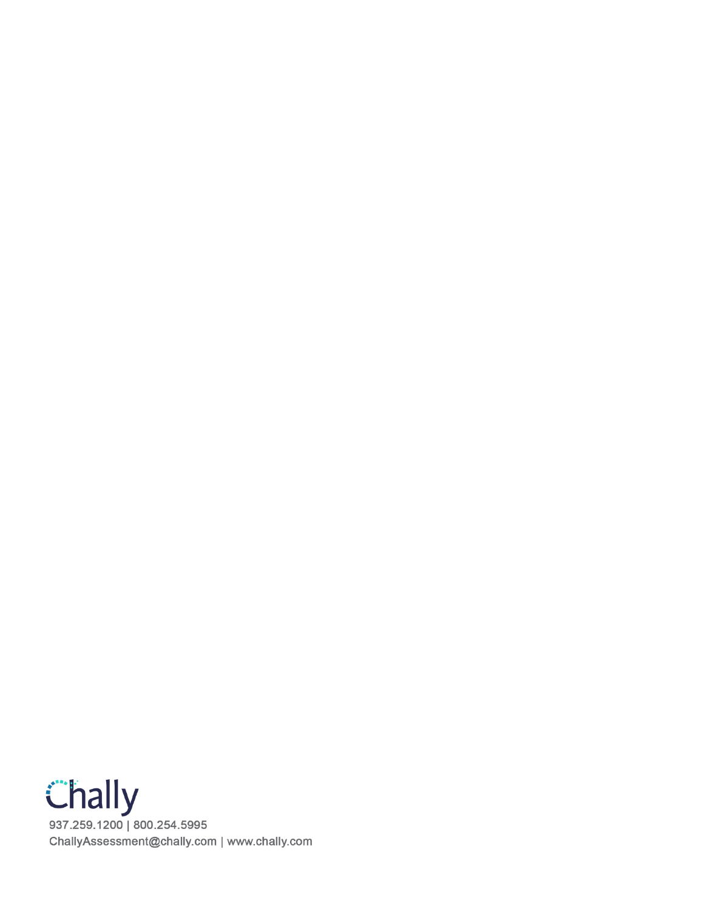Chally

937.259.1200 | 800.254.5995

ChallyAssessment@chally.com | www.chally.com